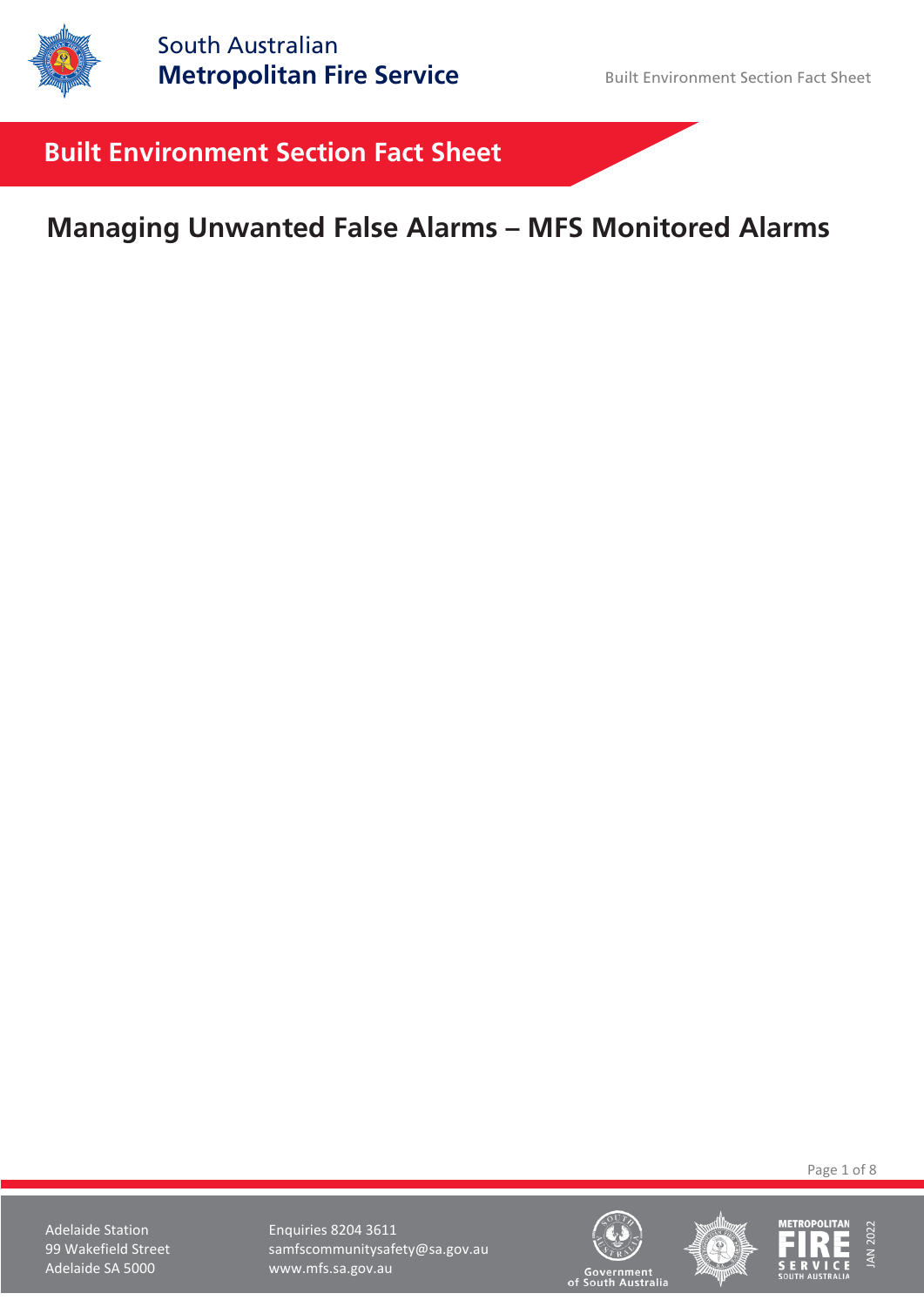# Built Environment Section Fact Sheet

## Managing Unwanted False Alarms – MFS Monitored Alarms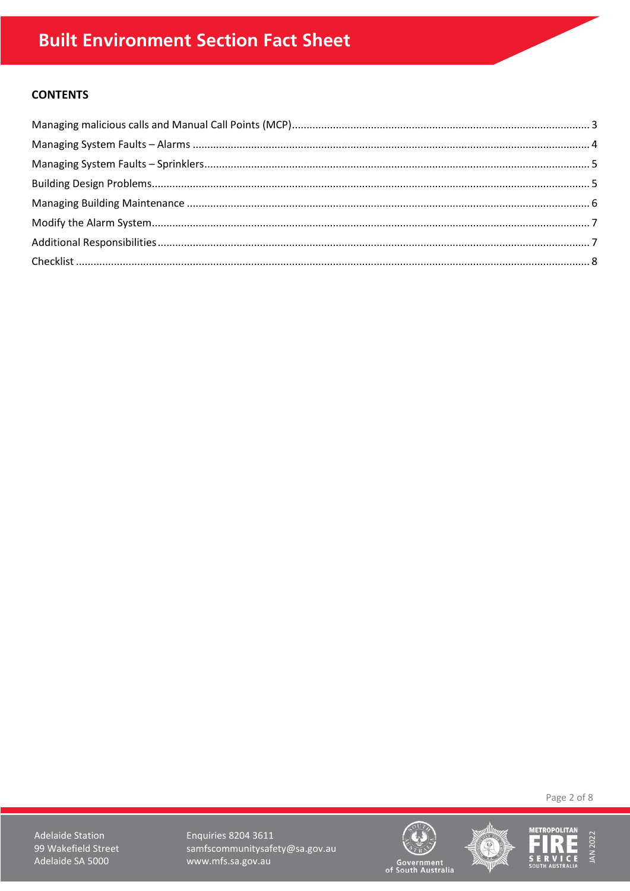# Built Environment Section Fact Sheet

**CONTENTS**

Managing malicious calls and Manual Call Points (MCP).......... 3
Managing System Faults – Alarms .......... 4
Managing System Faults – Sprinklers.......... 5
Building Design Problems.......... 5
Managing Building Maintenance .......... 6
Modify the Alarm System.......... 7
Additional Responsibilities.......... 7
Checklist .......... 8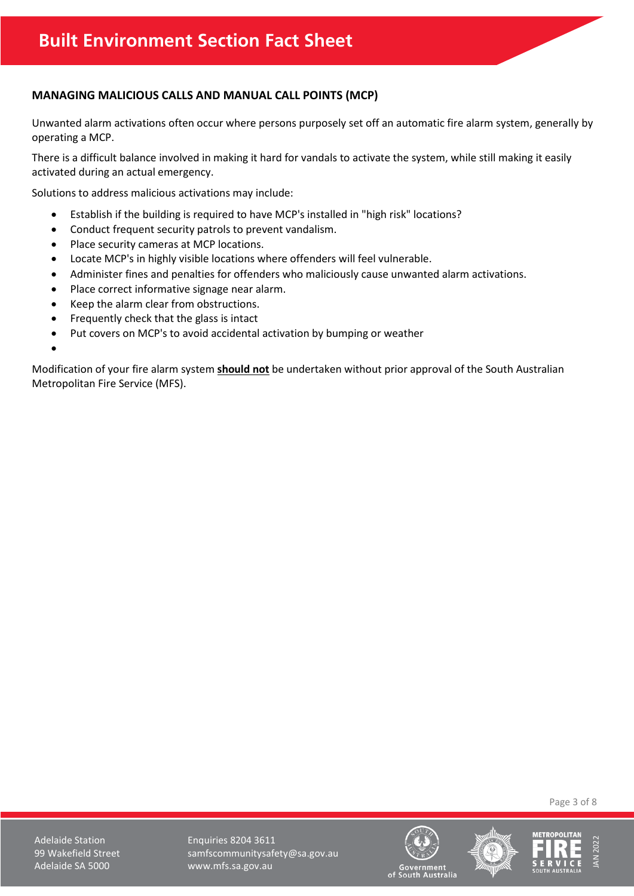## MANAGING MALICIOUS CALLS AND MANUAL CALL POINTS (MCP)

Unwanted alarm activations often occur where persons purposely set off an automatic fire alarm system, generally by operating a MCP.

There is a difficult balance involved in making it hard for vandals to activate the system, while still making it easily activated during an actual emergency.

Solutions to address malicious activations may include:

- Establish if the building is required to have MCP's installed in "high risk" locations?
- Conduct frequent security patrols to prevent vandalism.
- Place security cameras at MCP locations.
- Locate MCP's in highly visible locations where offenders will feel vulnerable.
- Administer fines and penalties for offenders who maliciously cause unwanted alarm activations.
- Place correct informative signage near alarm.
- Keep the alarm clear from obstructions.
- Frequently check that the glass is intact
- Put covers on MCP's to avoid accidental activation by bumping or weather

Modification of your fire alarm system **should not** be undertaken without prior approval of the South Australian Metropolitan Fire Service (MFS).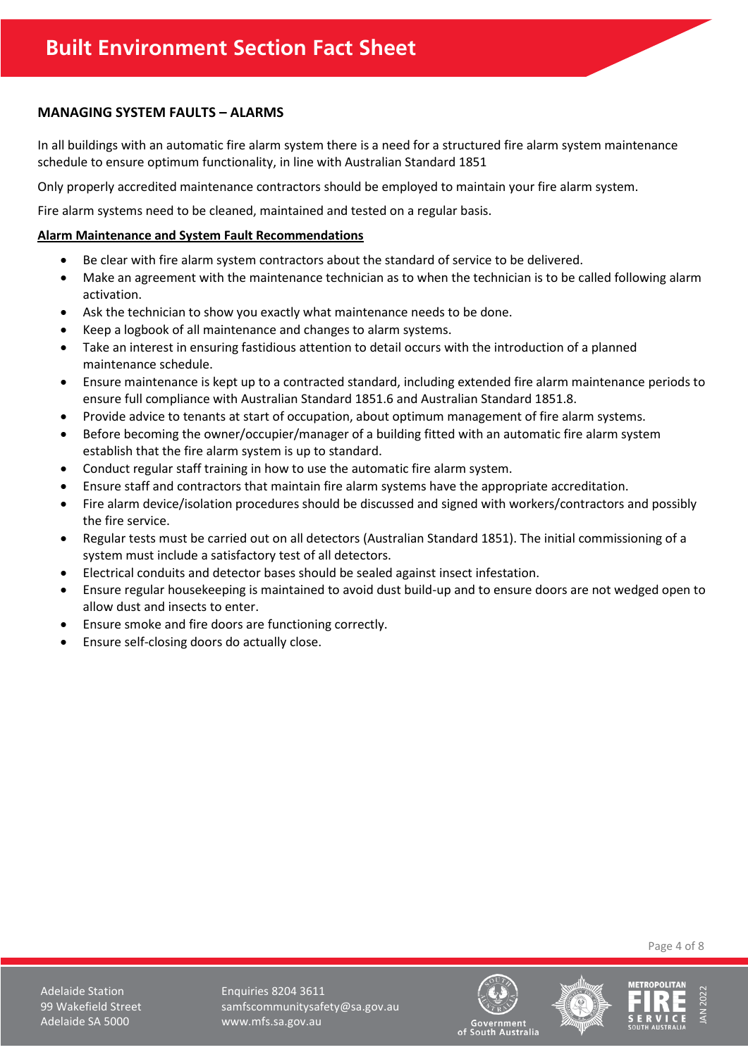## MANAGING SYSTEM FAULTS – ALARMS

In all buildings with an automatic fire alarm system there is a need for a structured fire alarm system maintenance schedule to ensure optimum functionality, in line with Australian Standard 1851

Only properly accredited maintenance contractors should be employed to maintain your fire alarm system.

Fire alarm systems need to be cleaned, maintained and tested on a regular basis.

**Alarm Maintenance and System Fault Recommendations**

- Be clear with fire alarm system contractors about the standard of service to be delivered.
- Make an agreement with the maintenance technician as to when the technician is to be called following alarm activation.
- Ask the technician to show you exactly what maintenance needs to be done.
- Keep a logbook of all maintenance and changes to alarm systems.
- Take an interest in ensuring fastidious attention to detail occurs with the introduction of a planned maintenance schedule.
- Ensure maintenance is kept up to a contracted standard, including extended fire alarm maintenance periods to ensure full compliance with Australian Standard 1851.6 and Australian Standard 1851.8.
- Provide advice to tenants at start of occupation, about optimum management of fire alarm systems.
- Before becoming the owner/occupier/manager of a building fitted with an automatic fire alarm system establish that the fire alarm system is up to standard.
- Conduct regular staff training in how to use the automatic fire alarm system.
- Ensure staff and contractors that maintain fire alarm systems have the appropriate accreditation.
- Fire alarm device/isolation procedures should be discussed and signed with workers/contractors and possibly the fire service.
- Regular tests must be carried out on all detectors (Australian Standard 1851). The initial commissioning of a system must include a satisfactory test of all detectors.
- Electrical conduits and detector bases should be sealed against insect infestation.
- Ensure regular housekeeping is maintained to avoid dust build-up and to ensure doors are not wedged open to allow dust and insects to enter.
- Ensure smoke and fire doors are functioning correctly.
- Ensure self-closing doors do actually close.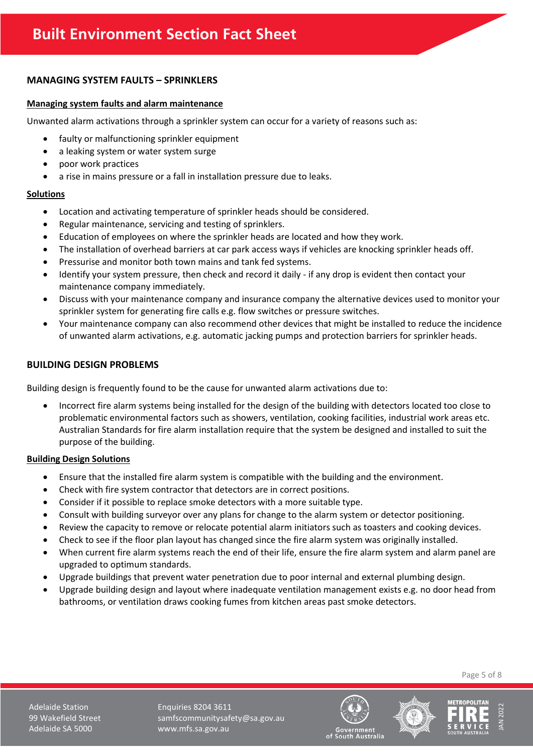## MANAGING SYSTEM FAULTS – SPRINKLERS

### Managing system faults and alarm maintenance

Unwanted alarm activations through a sprinkler system can occur for a variety of reasons such as:

- faulty or malfunctioning sprinkler equipment
- a leaking system or water system surge
- poor work practices
- a rise in mains pressure or a fall in installation pressure due to leaks.

### Solutions

- Location and activating temperature of sprinkler heads should be considered.
- Regular maintenance, servicing and testing of sprinklers.
- Education of employees on where the sprinkler heads are located and how they work.
- The installation of overhead barriers at car park access ways if vehicles are knocking sprinkler heads off.
- Pressurise and monitor both town mains and tank fed systems.
- Identify your system pressure, then check and record it daily - if any drop is evident then contact your maintenance company immediately.
- Discuss with your maintenance company and insurance company the alternative devices used to monitor your sprinkler system for generating fire calls e.g. flow switches or pressure switches.
- Your maintenance company can also recommend other devices that might be installed to reduce the incidence of unwanted alarm activations, e.g. automatic jacking pumps and protection barriers for sprinkler heads.

## BUILDING DESIGN PROBLEMS

Building design is frequently found to be the cause for unwanted alarm activations due to:

- Incorrect fire alarm systems being installed for the design of the building with detectors located too close to problematic environmental factors such as showers, ventilation, cooking facilities, industrial work areas etc. Australian Standards for fire alarm installation require that the system be designed and installed to suit the purpose of the building.

### Building Design Solutions

- Ensure that the installed fire alarm system is compatible with the building and the environment.
- Check with fire system contractor that detectors are in correct positions.
- Consider if it possible to replace smoke detectors with a more suitable type.
- Consult with building surveyor over any plans for change to the alarm system or detector positioning.
- Review the capacity to remove or relocate potential alarm initiators such as toasters and cooking devices.
- Check to see if the floor plan layout has changed since the fire alarm system was originally installed.
- When current fire alarm systems reach the end of their life, ensure the fire alarm system and alarm panel are upgraded to optimum standards.
- Upgrade buildings that prevent water penetration due to poor internal and external plumbing design.
- Upgrade building design and layout where inadequate ventilation management exists e.g. no door head from bathrooms, or ventilation draws cooking fumes from kitchen areas past smoke detectors.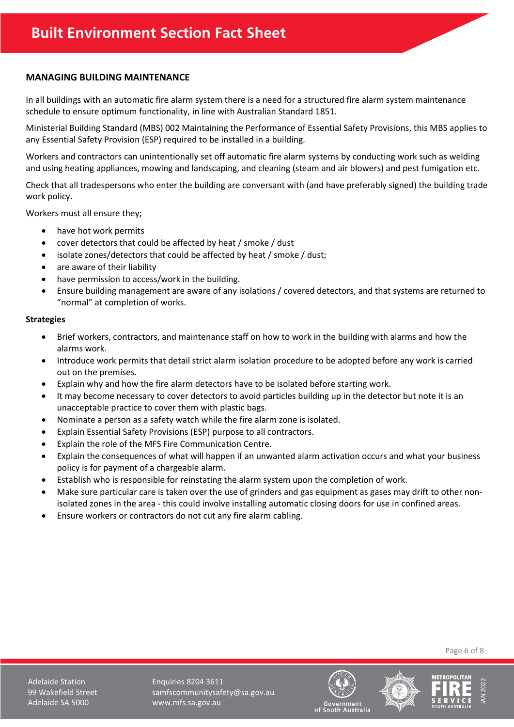## MANAGING BUILDING MAINTENANCE

In all buildings with an automatic fire alarm system there is a need for a structured fire alarm system maintenance schedule to ensure optimum functionality, in line with Australian Standard 1851.

Ministerial Building Standard (MBS) 002 Maintaining the Performance of Essential Safety Provisions, this MBS applies to any Essential Safety Provision (ESP) required to be installed in a building.

Workers and contractors can unintentionally set off automatic fire alarm systems by conducting work such as welding and using heating appliances, mowing and landscaping, and cleaning (steam and air blowers) and pest fumigation etc.

Check that all tradespersons who enter the building are conversant with (and have preferably signed) the building trade work policy.

Workers must all ensure they;

- have hot work permits
- cover detectors that could be affected by heat / smoke / dust
- isolate zones/detectors that could be affected by heat / smoke / dust;
- are aware of their liability
- have permission to access/work in the building.
- Ensure building management are aware of any isolations / covered detectors, and that systems are returned to "normal" at completion of works.

**Strategies**

- Brief workers, contractors, and maintenance staff on how to work in the building with alarms and how the alarms work.
- Introduce work permits that detail strict alarm isolation procedure to be adopted before any work is carried out on the premises.
- Explain why and how the fire alarm detectors have to be isolated before starting work.
- It may become necessary to cover detectors to avoid particles building up in the detector but note it is an unacceptable practice to cover them with plastic bags.
- Nominate a person as a safety watch while the fire alarm zone is isolated.
- Explain Essential Safety Provisions (ESP) purpose to all contractors.
- Explain the role of the MFS Fire Communication Centre.
- Explain the consequences of what will happen if an unwanted alarm activation occurs and what your business policy is for payment of a chargeable alarm.
- Establish who is responsible for reinstating the alarm system upon the completion of work.
- Make sure particular care is taken over the use of grinders and gas equipment as gases may drift to other non-isolated zones in the area - this could involve installing automatic closing doors for use in confined areas.
- Ensure workers or contractors do not cut any fire alarm cabling.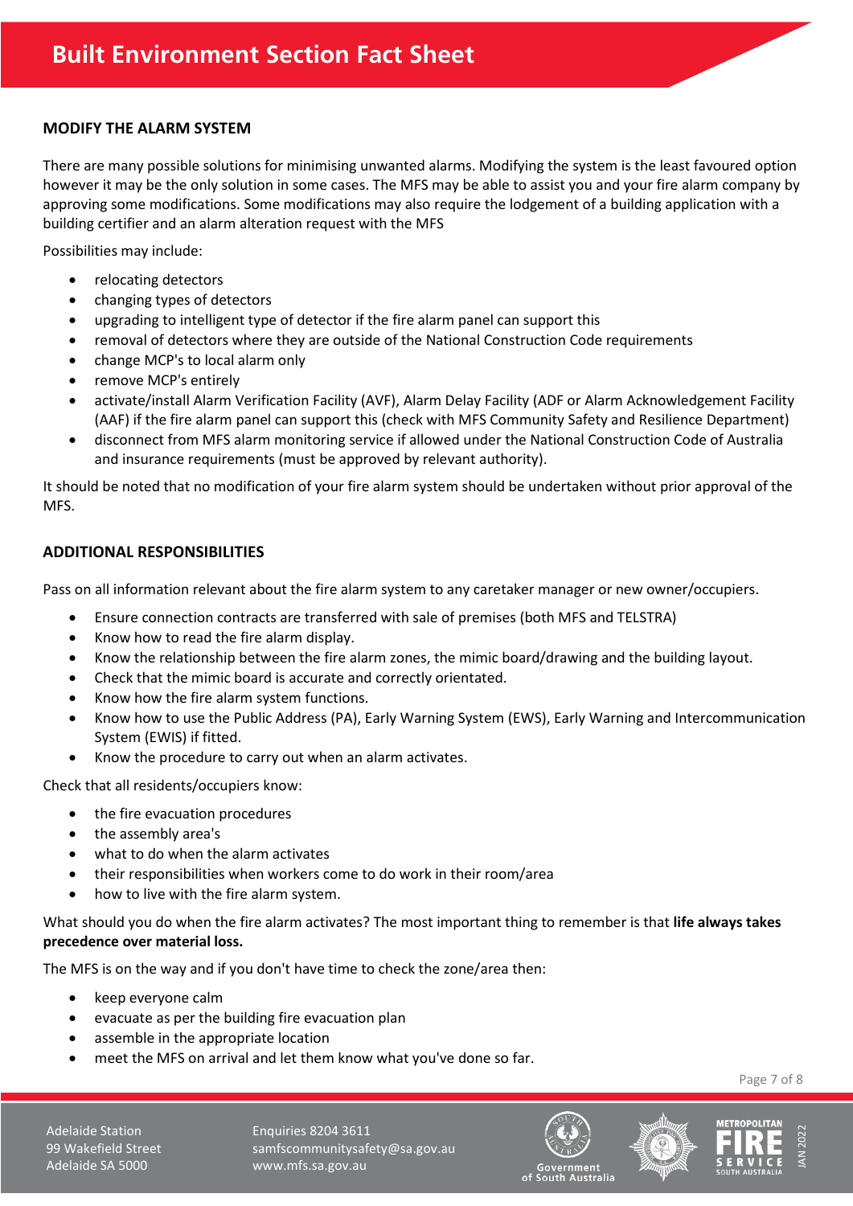## MODIFY THE ALARM SYSTEM

There are many possible solutions for minimising unwanted alarms. Modifying the system is the least favoured option however it may be the only solution in some cases. The MFS may be able to assist you and your fire alarm company by approving some modifications. Some modifications may also require the lodgement of a building application with a building certifier and an alarm alteration request with the MFS

Possibilities may include:

- relocating detectors
- changing types of detectors
- upgrading to intelligent type of detector if the fire alarm panel can support this
- removal of detectors where they are outside of the National Construction Code requirements
- change MCP's to local alarm only
- remove MCP's entirely
- activate/install Alarm Verification Facility (AVF), Alarm Delay Facility (ADF or Alarm Acknowledgement Facility (AAF) if the fire alarm panel can support this (check with MFS Community Safety and Resilience Department)
- disconnect from MFS alarm monitoring service if allowed under the National Construction Code of Australia and insurance requirements (must be approved by relevant authority).

It should be noted that no modification of your fire alarm system should be undertaken without prior approval of the MFS.

## ADDITIONAL RESPONSIBILITIES

Pass on all information relevant about the fire alarm system to any caretaker manager or new owner/occupiers.

- Ensure connection contracts are transferred with sale of premises (both MFS and TELSTRA)
- Know how to read the fire alarm display.
- Know the relationship between the fire alarm zones, the mimic board/drawing and the building layout.
- Check that the mimic board is accurate and correctly orientated.
- Know how the fire alarm system functions.
- Know how to use the Public Address (PA), Early Warning System (EWS), Early Warning and Intercommunication System (EWIS) if fitted.
- Know the procedure to carry out when an alarm activates.

Check that all residents/occupiers know:

- the fire evacuation procedures
- the assembly area's
- what to do when the alarm activates
- their responsibilities when workers come to do work in their room/area
- how to live with the fire alarm system.

What should you do when the fire alarm activates? The most important thing to remember is that **life always takes precedence over material loss.**

The MFS is on the way and if you don't have time to check the zone/area then:

- keep everyone calm
- evacuate as per the building fire evacuation plan
- assemble in the appropriate location
- meet the MFS on arrival and let them know what you've done so far.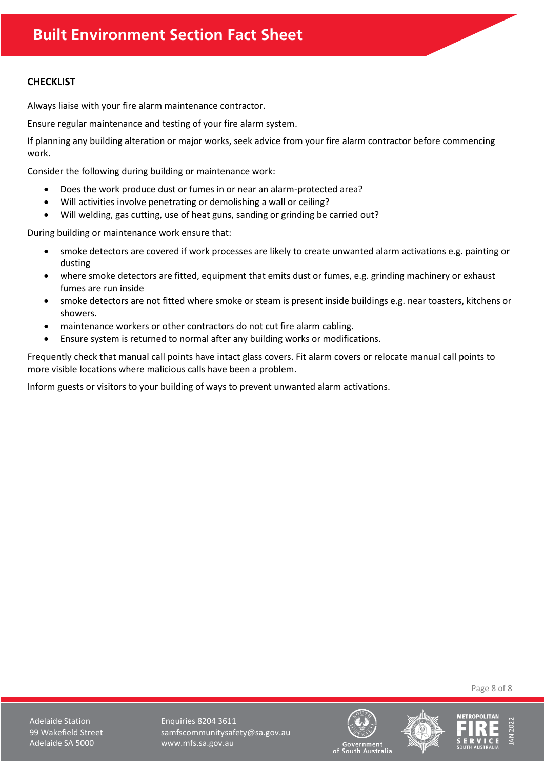**CHECKLIST**

Always liaise with your fire alarm maintenance contractor.

Ensure regular maintenance and testing of your fire alarm system.

If planning any building alteration or major works, seek advice from your fire alarm contractor before commencing work.

Consider the following during building or maintenance work:

- Does the work produce dust or fumes in or near an alarm-protected area?
- Will activities involve penetrating or demolishing a wall or ceiling?
- Will welding, gas cutting, use of heat guns, sanding or grinding be carried out?

During building or maintenance work ensure that:

- smoke detectors are covered if work processes are likely to create unwanted alarm activations e.g. painting or dusting
- where smoke detectors are fitted, equipment that emits dust or fumes, e.g. grinding machinery or exhaust fumes are run inside
- smoke detectors are not fitted where smoke or steam is present inside buildings e.g. near toasters, kitchens or showers.
- maintenance workers or other contractors do not cut fire alarm cabling.
- Ensure system is returned to normal after any building works or modifications.

Frequently check that manual call points have intact glass covers. Fit alarm covers or relocate manual call points to more visible locations where malicious calls have been a problem.

Inform guests or visitors to your building of ways to prevent unwanted alarm activations.